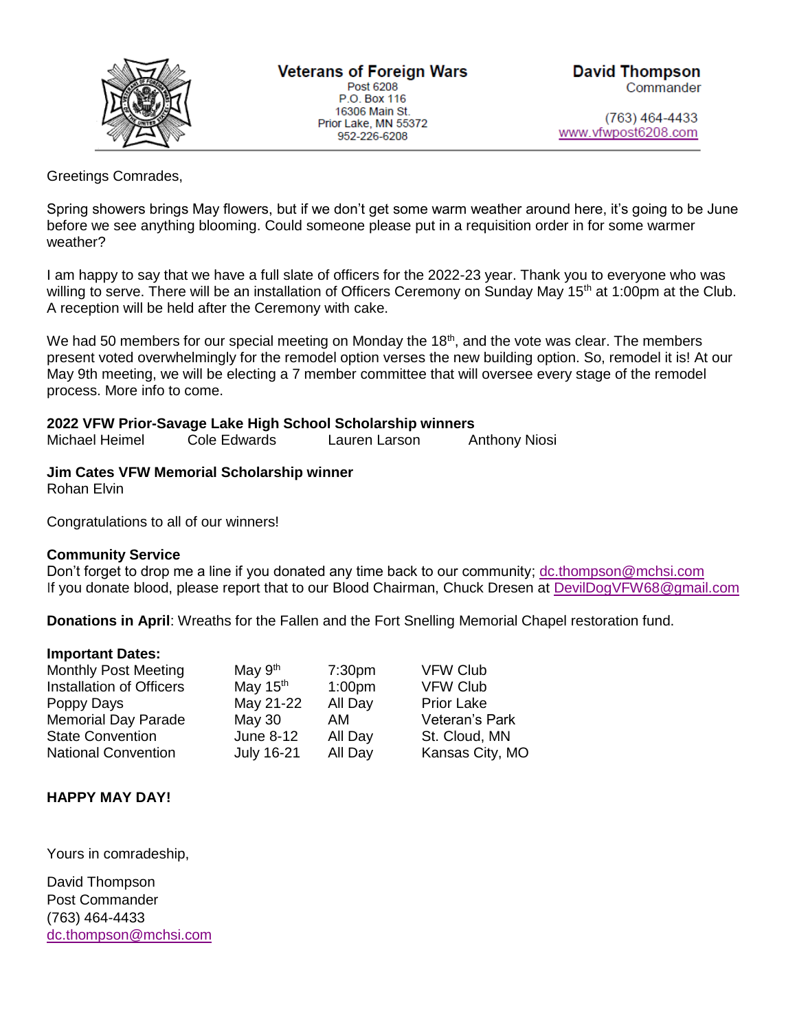**Veterans of Foreign Wars**
Post 6208
P.O. Box 116
16306 Main St.
Prior Lake, MN 55372
952-226-6208

**David Thompson**
Commander

(763) 464-4433
www.vfwpost6208.com

Greetings Comrades,

Spring showers brings May flowers, but if we don't get some warm weather around here, it's going to be June before we see anything blooming. Could someone please put in a requisition order in for some warmer weather?

I am happy to say that we have a full slate of officers for the 2022-23 year. Thank you to everyone who was willing to serve. There will be an installation of Officers Ceremony on Sunday May 15th at 1:00pm at the Club. A reception will be held after the Ceremony with cake.

We had 50 members for our special meeting on Monday the 18th, and the vote was clear. The members present voted overwhelmingly for the remodel option verses the new building option. So, remodel it is! At our May 9th meeting, we will be electing a 7 member committee that will oversee every stage of the remodel process. More info to come.

**2022 VFW Prior-Savage Lake High School Scholarship winners**

Michael Heimel    Cole Edwards    Lauren Larson    Anthony Niosi

**Jim Cates VFW Memorial Scholarship winner**

Rohan Elvin

Congratulations to all of our winners!

**Community Service**

Don't forget to drop me a line if you donated any time back to our community; dc.thompson@mchsi.com
If you donate blood, please report that to our Blood Chairman, Chuck Dresen at DevilDogVFW68@gmail.com

**Donations in April**: Wreaths for the Fallen and the Fort Snelling Memorial Chapel restoration fund.

**Important Dates:**

| | | | |
|---|---|---|---|
| Monthly Post Meeting | May 9th | 7:30pm | VFW Club |
| Installation of Officers | May 15th | 1:00pm | VFW Club |
| Poppy Days | May 21-22 | All Day | Prior Lake |
| Memorial Day Parade | May 30 | AM | Veteran's Park |
| State Convention | June 8-12 | All Day | St. Cloud, MN |
| National Convention | July 16-21 | All Day | Kansas City, MO |

**HAPPY MAY DAY!**

Yours in comradeship,

David Thompson
Post Commander
(763) 464-4433
dc.thompson@mchsi.com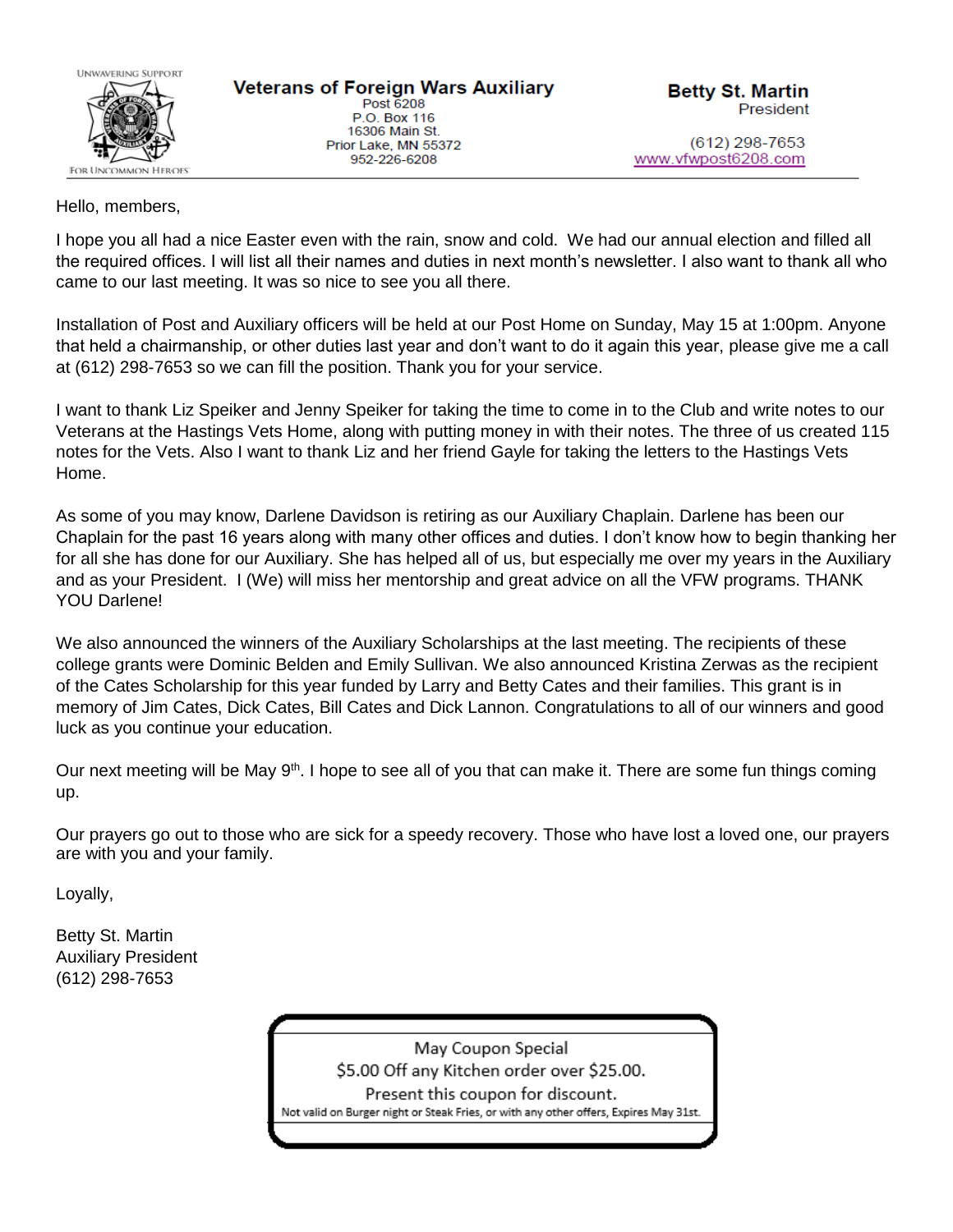UNWAVERING SUPPORT

FOR UNCOMMON HEROES

**Veterans of Foreign Wars Auxiliary**
Post 6208
P.O. Box 116
16306 Main St.
Prior Lake, MN 55372
952-226-6208

**Betty St. Martin**
President

(612) 298-7653
www.vfwpost6208.com

---

Hello, members,

I hope you all had a nice Easter even with the rain, snow and cold. We had our annual election and filled all the required offices. I will list all their names and duties in next month's newsletter. I also want to thank all who came to our last meeting. It was so nice to see you all there.

Installation of Post and Auxiliary officers will be held at our Post Home on Sunday, May 15 at 1:00pm. Anyone that held a chairmanship, or other duties last year and don't want to do it again this year, please give me a call at (612) 298-7653 so we can fill the position. Thank you for your service.

I want to thank Liz Speiker and Jenny Speiker for taking the time to come in to the Club and write notes to our Veterans at the Hastings Vets Home, along with putting money in with their notes. The three of us created 115 notes for the Vets. Also I want to thank Liz and her friend Gayle for taking the letters to the Hastings Vets Home.

As some of you may know, Darlene Davidson is retiring as our Auxiliary Chaplain. Darlene has been our Chaplain for the past 16 years along with many other offices and duties. I don't know how to begin thanking her for all she has done for our Auxiliary. She has helped all of us, but especially me over my years in the Auxiliary and as your President. I (We) will miss her mentorship and great advice on all the VFW programs. THANK YOU Darlene!

We also announced the winners of the Auxiliary Scholarships at the last meeting. The recipients of these college grants were Dominic Belden and Emily Sullivan. We also announced Kristina Zerwas as the recipient of the Cates Scholarship for this year funded by Larry and Betty Cates and their families. This grant is in memory of Jim Cates, Dick Cates, Bill Cates and Dick Lannon. Congratulations to all of our winners and good luck as you continue your education.

Our next meeting will be May 9th. I hope to see all of you that can make it. There are some fun things coming up.

Our prayers go out to those who are sick for a speedy recovery. Those who have lost a loved one, our prayers are with you and your family.

Loyally,

Betty St. Martin
Auxiliary President
(612) 298-7653

May Coupon Special
$5.00 Off any Kitchen order over $25.00.
Present this coupon for discount.
Not valid on Burger night or Steak Fries, or with any other offers, Expires May 31st.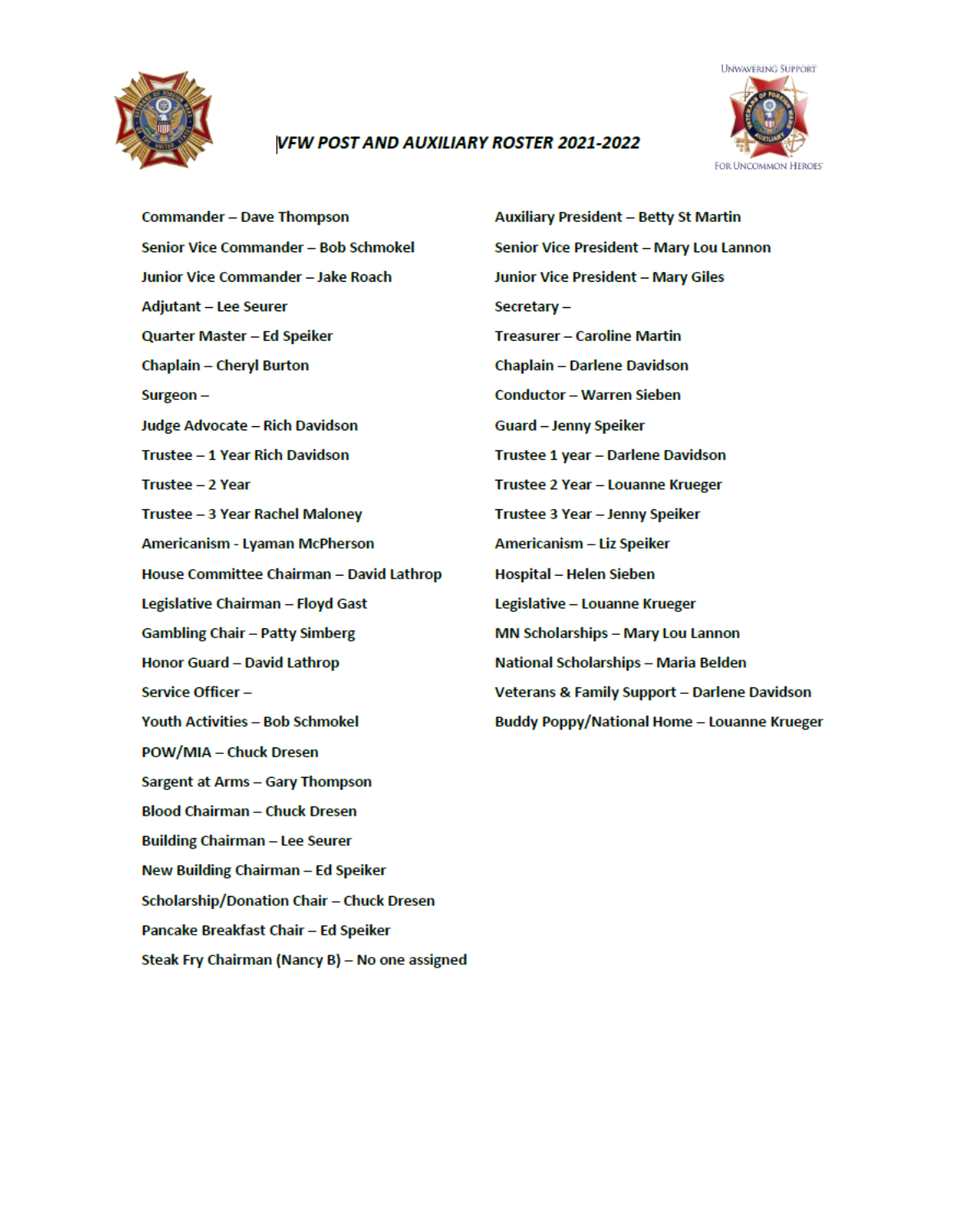# *VFW POST AND AUXILIARY ROSTER 2021-2022*

Commander – Dave Thompson

Senior Vice Commander – Bob Schmokel

Junior Vice Commander – Jake Roach

Adjutant – Lee Seurer

Quarter Master – Ed Speiker

Chaplain – Cheryl Burton

Surgeon –

Judge Advocate – Rich Davidson

Trustee – 1 Year Rich Davidson

Trustee – 2 Year

Trustee – 3 Year Rachel Maloney

Americanism - Lyaman McPherson

House Committee Chairman – David Lathrop

Legislative Chairman – Floyd Gast

Gambling Chair – Patty Simberg

Honor Guard – David Lathrop

Service Officer –

Youth Activities – Bob Schmokel

POW/MIA – Chuck Dresen

Sargent at Arms – Gary Thompson

Blood Chairman – Chuck Dresen

Building Chairman – Lee Seurer

New Building Chairman – Ed Speiker

Scholarship/Donation Chair – Chuck Dresen

Pancake Breakfast Chair – Ed Speiker

Steak Fry Chairman (Nancy B) – No one assigned

Auxiliary President – Betty St Martin

Senior Vice President – Mary Lou Lannon

Junior Vice President – Mary Giles

Secretary –

Treasurer – Caroline Martin

Chaplain – Darlene Davidson

Conductor – Warren Sieben

Guard – Jenny Speiker

Trustee 1 year – Darlene Davidson

Trustee 2 Year – Louanne Krueger

Trustee 3 Year – Jenny Speiker

Americanism – Liz Speiker

Hospital – Helen Sieben

Legislative – Louanne Krueger

MN Scholarships – Mary Lou Lannon

National Scholarships – Maria Belden

Veterans & Family Support – Darlene Davidson

Buddy Poppy/National Home – Louanne Krueger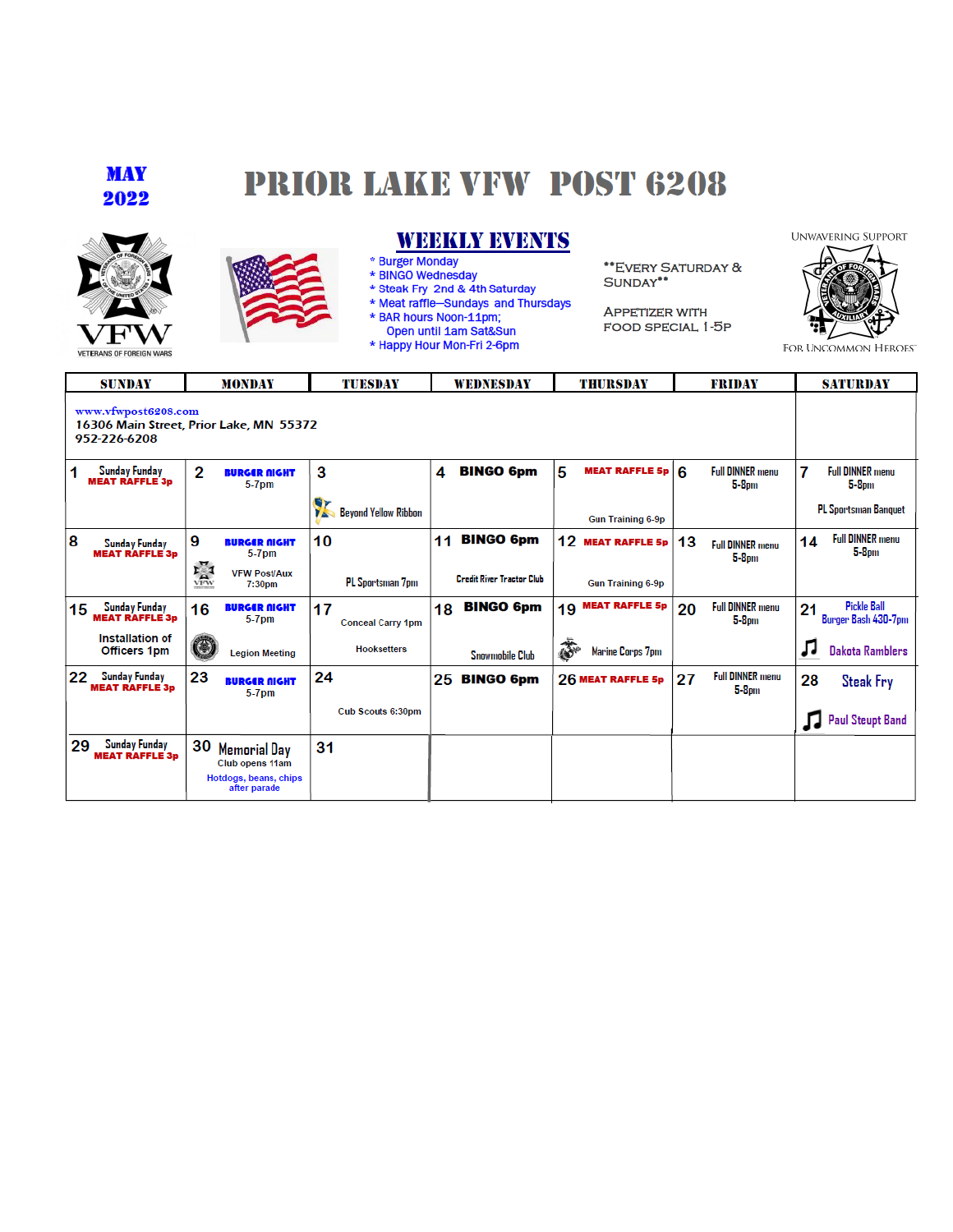**MAY 2022**

# PRIOR LAKE VFW POST 6208

VFW
VETERANS OF FOREIGN WARS

## WEEKLY EVENTS

* Burger Monday
* BINGO Wednesday
* Steak Fry 2nd & 4th Saturday
* Meat raffle—Sundays and Thursdays
* BAR hours Noon-11pm;
  Open until 1am Sat&Sun
* Happy Hour Mon-Fri 2-6pm

**EVERY SATURDAY & SUNDAY**

APPETIZER WITH FOOD SPECIAL 1-5P

UNWAVERING SUPPORT
FOR UNCOMMON HEROES

| SUNDAY | MONDAY | TUESDAY | WEDNESDAY | THURSDAY | FRIDAY | SATURDAY |
|---|---|---|---|---|---|---|
| www.vfwpost6208.com<br>16306 Main Street, Prior Lake, MN 55372<br>952-226-6208 | | | | | | |
| 1 Sunday Funday<br>**MEAT RAFFLE 3p** | 2 **BURGER NIGHT**<br>5-7pm | 3<br>Beyond Yellow Ribbon | 4 **BINGO 6pm** | 5 **MEAT RAFFLE 5p**<br>Gun Training 6-9p | 6 Full DINNER menu<br>5-8pm | 7 Full DINNER menu<br>5-8pm<br>PL Sportsman Banquet |
| 8 Sunday Funday<br>**MEAT RAFFLE 3p** | 9 **BURGER NIGHT**<br>5-7pm<br>VFW Post/Aux<br>7:30pm | 10<br>PL Sportsman 7pm | 11 **BINGO 6pm**<br>Credit River Tractor Club | 12 **MEAT RAFFLE 5p**<br>Gun Training 6-9p | 13 Full DINNER menu<br>5-8pm | 14 Full DINNER menu<br>5-8pm |
| 15 Sunday Funday<br>**MEAT RAFFLE 3p**<br>Installation of Officers 1pm | 16 **BURGER NIGHT**<br>5-7pm<br>Legion Meeting | 17<br>Conceal Carry 1pm<br>Hooksetters | 18 **BINGO 6pm**<br>Snowmobile Club | 19 **MEAT RAFFLE 5p**<br>Marine Corps 7pm | 20 Full DINNER menu<br>5-8pm | 21 Pickle Ball<br>Burger Bash 430-7pm<br>♫ Dakota Ramblers |
| 22 Sunday Funday<br>**MEAT RAFFLE 3p** | 23 **BURGER NIGHT**<br>5-7pm | 24<br>Cub Scouts 6:30pm | 25 **BINGO 6pm** | 26 **MEAT RAFFLE 5p** | 27 Full DINNER menu<br>5-8pm | 28 Steak Fry<br>♫ Paul Steupt Band |
| 29 Sunday Funday<br>**MEAT RAFFLE 3p** | 30 Memorial Day<br>Club opens 11am<br>Hotdogs, beans, chips after parade | 31 | | | | |